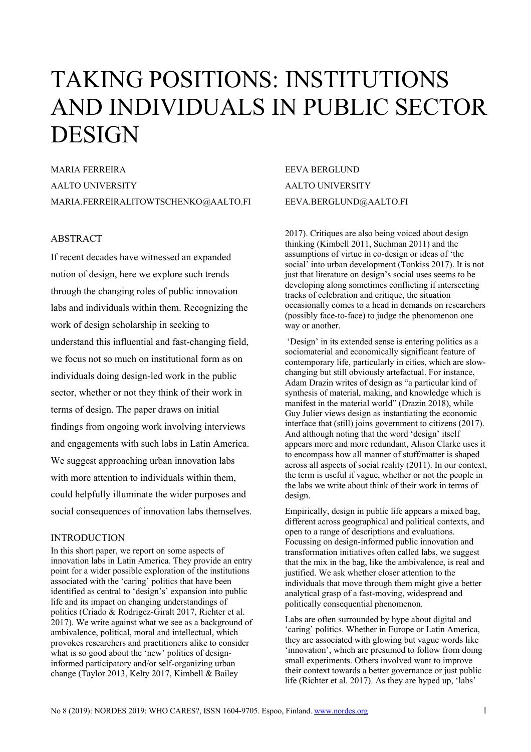# TAKING POSITIONS: INSTITUTIONS AND INDIVIDUALS IN PUBLIC SECTOR DESIGN

MARIA FERREIRA
AALTO UNIVERSITY
MARIA.FERREIRALITOWTSCHENKO@AALTO.FI

EEVA BERGLUND
AALTO UNIVERSITY
EEVA.BERGLUND@AALTO.FI

## ABSTRACT

If recent decades have witnessed an expanded notion of design, here we explore such trends through the changing roles of public innovation labs and individuals within them. Recognizing the work of design scholarship in seeking to understand this influential and fast-changing field, we focus not so much on institutional form as on individuals doing design-led work in the public sector, whether or not they think of their work in terms of design. The paper draws on initial findings from ongoing work involving interviews and engagements with such labs in Latin America. We suggest approaching urban innovation labs with more attention to individuals within them, could helpfully illuminate the wider purposes and social consequences of innovation labs themselves.

## INTRODUCTION

In this short paper, we report on some aspects of innovation labs in Latin America. They provide an entry point for a wider possible exploration of the institutions associated with the 'caring' politics that have been identified as central to 'design's' expansion into public life and its impact on changing understandings of politics (Criado & Rodrigez-Giralt 2017, Richter et al. 2017). We write against what we see as a background of ambivalence, political, moral and intellectual, which provokes researchers and practitioners alike to consider what is so good about the 'new' politics of design-informed participatory and/or self-organizing urban change (Taylor 2013, Kelty 2017, Kimbell & Bailey 2017). Critiques are also being voiced about design thinking (Kimbell 2011, Suchman 2011) and the assumptions of virtue in co-design or ideas of 'the social' into urban development (Tonkiss 2017). It is not just that literature on design's social uses seems to be developing along sometimes conflicting if intersecting tracks of celebration and critique, the situation occasionally comes to a head in demands on researchers (possibly face-to-face) to judge the phenomenon one way or another.

'Design' in its extended sense is entering politics as a sociomaterial and economically significant feature of contemporary life, particularly in cities, which are slow-changing but still obviously artefactual. For instance, Adam Drazin writes of design as "a particular kind of synthesis of material, making, and knowledge which is manifest in the material world" (Drazin 2018), while Guy Julier views design as instantiating the economic interface that (still) joins government to citizens (2017). And although noting that the word 'design' itself appears more and more redundant, Alison Clarke uses it to encompass how all manner of stuff/matter is shaped across all aspects of social reality (2011). In our context, the term is useful if vague, whether or not the people in the labs we write about think of their work in terms of design.

Empirically, design in public life appears a mixed bag, different across geographical and political contexts, and open to a range of descriptions and evaluations. Focussing on design-informed public innovation and transformation initiatives often called labs, we suggest that the mix in the bag, like the ambivalence, is real and justified. We ask whether closer attention to the individuals that move through them might give a better analytical grasp of a fast-moving, widespread and politically consequential phenomenon.

Labs are often surrounded by hype about digital and 'caring' politics. Whether in Europe or Latin America, they are associated with glowing but vague words like 'innovation', which are presumed to follow from doing small experiments. Others involved want to improve their context towards a better governance or just public life (Richter et al. 2017). As they are hyped up, 'labs'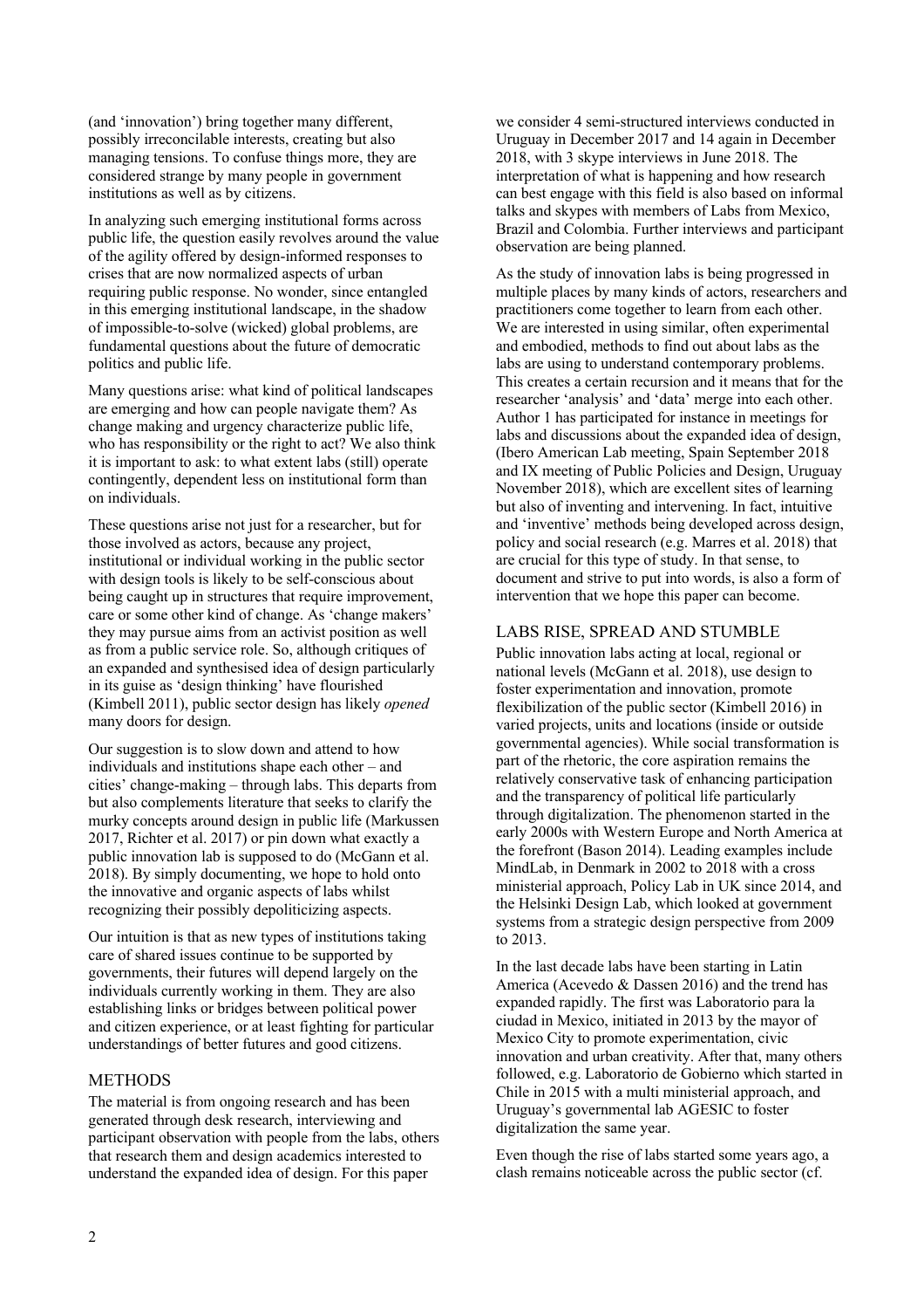(and 'innovation') bring together many different, possibly irreconcilable interests, creating but also managing tensions. To confuse things more, they are considered strange by many people in government institutions as well as by citizens.

In analyzing such emerging institutional forms across public life, the question easily revolves around the value of the agility offered by design-informed responses to crises that are now normalized aspects of urban requiring public response. No wonder, since entangled in this emerging institutional landscape, in the shadow of impossible-to-solve (wicked) global problems, are fundamental questions about the future of democratic politics and public life.

Many questions arise: what kind of political landscapes are emerging and how can people navigate them? As change making and urgency characterize public life, who has responsibility or the right to act? We also think it is important to ask: to what extent labs (still) operate contingently, dependent less on institutional form than on individuals.

These questions arise not just for a researcher, but for those involved as actors, because any project, institutional or individual working in the public sector with design tools is likely to be self-conscious about being caught up in structures that require improvement, care or some other kind of change. As 'change makers' they may pursue aims from an activist position as well as from a public service role. So, although critiques of an expanded and synthesised idea of design particularly in its guise as 'design thinking' have flourished (Kimbell 2011), public sector design has likely *opened* many doors for design.

Our suggestion is to slow down and attend to how individuals and institutions shape each other – and cities' change-making – through labs. This departs from but also complements literature that seeks to clarify the murky concepts around design in public life (Markussen 2017, Richter et al. 2017) or pin down what exactly a public innovation lab is supposed to do (McGann et al. 2018). By simply documenting, we hope to hold onto the innovative and organic aspects of labs whilst recognizing their possibly depoliticizing aspects.

Our intuition is that as new types of institutions taking care of shared issues continue to be supported by governments, their futures will depend largely on the individuals currently working in them. They are also establishing links or bridges between political power and citizen experience, or at least fighting for particular understandings of better futures and good citizens.

## METHODS

The material is from ongoing research and has been generated through desk research, interviewing and participant observation with people from the labs, others that research them and design academics interested to understand the expanded idea of design. For this paper we consider 4 semi-structured interviews conducted in Uruguay in December 2017 and 14 again in December 2018, with 3 skype interviews in June 2018. The interpretation of what is happening and how research can best engage with this field is also based on informal talks and skypes with members of Labs from Mexico, Brazil and Colombia. Further interviews and participant observation are being planned.

As the study of innovation labs is being progressed in multiple places by many kinds of actors, researchers and practitioners come together to learn from each other. We are interested in using similar, often experimental and embodied, methods to find out about labs as the labs are using to understand contemporary problems. This creates a certain recursion and it means that for the researcher 'analysis' and 'data' merge into each other. Author 1 has participated for instance in meetings for labs and discussions about the expanded idea of design, (Ibero American Lab meeting, Spain September 2018 and IX meeting of Public Policies and Design, Uruguay November 2018), which are excellent sites of learning but also of inventing and intervening. In fact, intuitive and 'inventive' methods being developed across design, policy and social research (e.g. Marres et al. 2018) that are crucial for this type of study. In that sense, to document and strive to put into words, is also a form of intervention that we hope this paper can become.

## LABS RISE, SPREAD AND STUMBLE

Public innovation labs acting at local, regional or national levels (McGann et al. 2018), use design to foster experimentation and innovation, promote flexibilization of the public sector (Kimbell 2016) in varied projects, units and locations (inside or outside governmental agencies). While social transformation is part of the rhetoric, the core aspiration remains the relatively conservative task of enhancing participation and the transparency of political life particularly through digitalization. The phenomenon started in the early 2000s with Western Europe and North America at the forefront (Bason 2014). Leading examples include MindLab, in Denmark in 2002 to 2018 with a cross ministerial approach, Policy Lab in UK since 2014, and the Helsinki Design Lab, which looked at government systems from a strategic design perspective from 2009 to 2013.

In the last decade labs have been starting in Latin America (Acevedo & Dassen 2016) and the trend has expanded rapidly. The first was Laboratorio para la ciudad in Mexico, initiated in 2013 by the mayor of Mexico City to promote experimentation, civic innovation and urban creativity. After that, many others followed, e.g. Laboratorio de Gobierno which started in Chile in 2015 with a multi ministerial approach, and Uruguay's governmental lab AGESIC to foster digitalization the same year.

Even though the rise of labs started some years ago, a clash remains noticeable across the public sector (cf.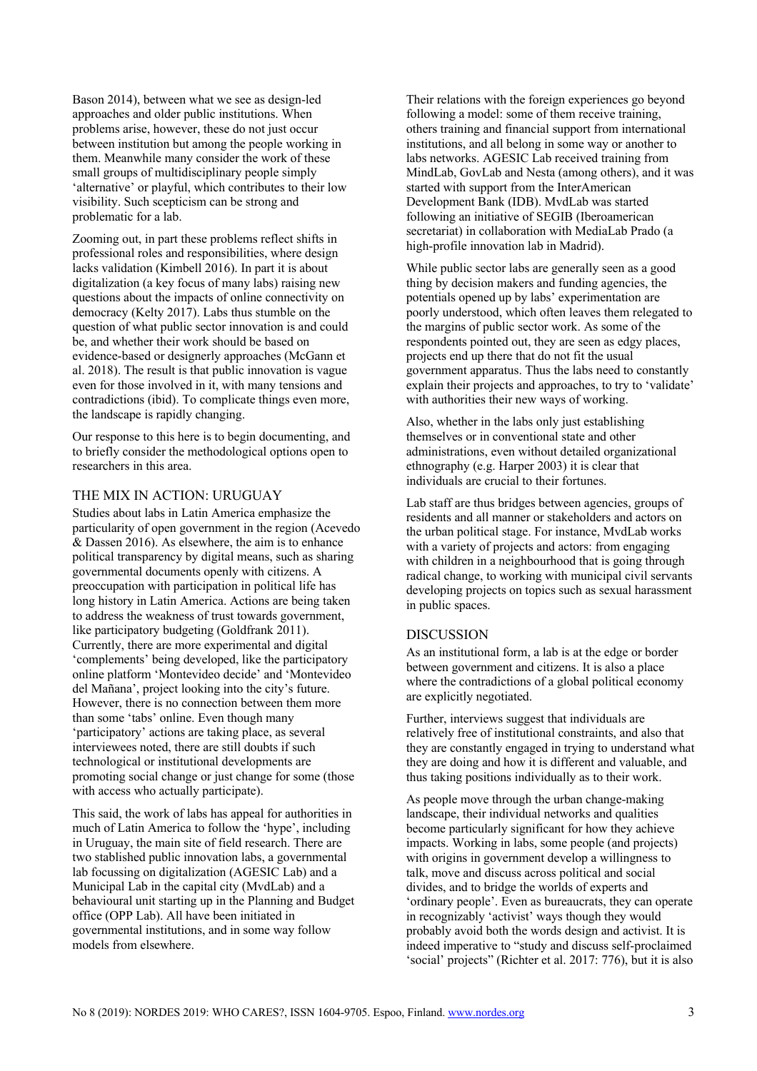Bason 2014), between what we see as design-led approaches and older public institutions. When problems arise, however, these do not just occur between institution but among the people working in them. Meanwhile many consider the work of these small groups of multidisciplinary people simply 'alternative' or playful, which contributes to their low visibility. Such scepticism can be strong and problematic for a lab.

Zooming out, in part these problems reflect shifts in professional roles and responsibilities, where design lacks validation (Kimbell 2016). In part it is about digitalization (a key focus of many labs) raising new questions about the impacts of online connectivity on democracy (Kelty 2017). Labs thus stumble on the question of what public sector innovation is and could be, and whether their work should be based on evidence-based or designerly approaches (McGann et al. 2018). The result is that public innovation is vague even for those involved in it, with many tensions and contradictions (ibid). To complicate things even more, the landscape is rapidly changing.

Our response to this here is to begin documenting, and to briefly consider the methodological options open to researchers in this area.

## THE MIX IN ACTION: URUGUAY

Studies about labs in Latin America emphasize the particularity of open government in the region (Acevedo & Dassen 2016). As elsewhere, the aim is to enhance political transparency by digital means, such as sharing governmental documents openly with citizens. A preoccupation with participation in political life has long history in Latin America. Actions are being taken to address the weakness of trust towards government, like participatory budgeting (Goldfrank 2011). Currently, there are more experimental and digital 'complements' being developed, like the participatory online platform 'Montevideo decide' and 'Montevideo del Mañana', project looking into the city's future. However, there is no connection between them more than some 'tabs' online. Even though many 'participatory' actions are taking place, as several interviewees noted, there are still doubts if such technological or institutional developments are promoting social change or just change for some (those with access who actually participate).

This said, the work of labs has appeal for authorities in much of Latin America to follow the 'hype', including in Uruguay, the main site of field research. There are two stablished public innovation labs, a governmental lab focussing on digitalization (AGESIC Lab) and a Municipal Lab in the capital city (MvdLab) and a behavioural unit starting up in the Planning and Budget office (OPP Lab). All have been initiated in governmental institutions, and in some way follow models from elsewhere.

Their relations with the foreign experiences go beyond following a model: some of them receive training, others training and financial support from international institutions, and all belong in some way or another to labs networks. AGESIC Lab received training from MindLab, GovLab and Nesta (among others), and it was started with support from the InterAmerican Development Bank (IDB). MvdLab was started following an initiative of SEGIB (Iberoamerican secretariat) in collaboration with MediaLab Prado (a high-profile innovation lab in Madrid).

While public sector labs are generally seen as a good thing by decision makers and funding agencies, the potentials opened up by labs' experimentation are poorly understood, which often leaves them relegated to the margins of public sector work. As some of the respondents pointed out, they are seen as edgy places, projects end up there that do not fit the usual government apparatus. Thus the labs need to constantly explain their projects and approaches, to try to 'validate' with authorities their new ways of working.

Also, whether in the labs only just establishing themselves or in conventional state and other administrations, even without detailed organizational ethnography (e.g. Harper 2003) it is clear that individuals are crucial to their fortunes.

Lab staff are thus bridges between agencies, groups of residents and all manner or stakeholders and actors on the urban political stage. For instance, MvdLab works with a variety of projects and actors: from engaging with children in a neighbourhood that is going through radical change, to working with municipal civil servants developing projects on topics such as sexual harassment in public spaces.

## DISCUSSION

As an institutional form, a lab is at the edge or border between government and citizens. It is also a place where the contradictions of a global political economy are explicitly negotiated.

Further, interviews suggest that individuals are relatively free of institutional constraints, and also that they are constantly engaged in trying to understand what they are doing and how it is different and valuable, and thus taking positions individually as to their work.

As people move through the urban change-making landscape, their individual networks and qualities become particularly significant for how they achieve impacts. Working in labs, some people (and projects) with origins in government develop a willingness to talk, move and discuss across political and social divides, and to bridge the worlds of experts and 'ordinary people'. Even as bureaucrats, they can operate in recognizably 'activist' ways though they would probably avoid both the words design and activist. It is indeed imperative to "study and discuss self-proclaimed 'social' projects" (Richter et al. 2017: 776), but it is also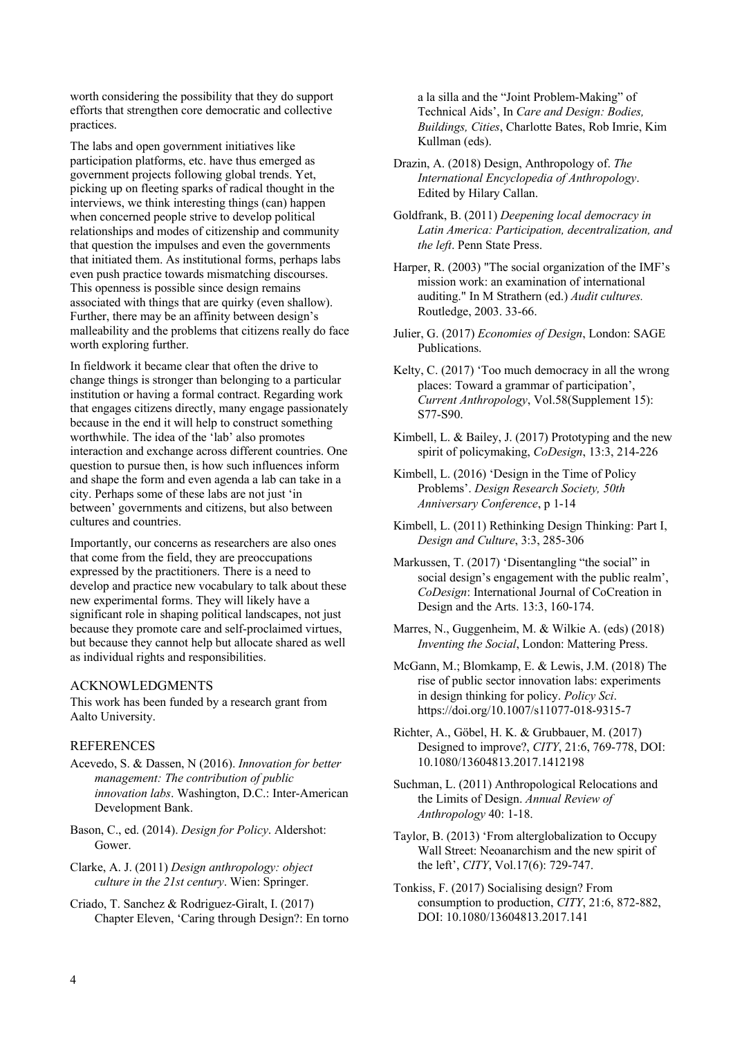worth considering the possibility that they do support efforts that strengthen core democratic and collective practices.

The labs and open government initiatives like participation platforms, etc. have thus emerged as government projects following global trends. Yet, picking up on fleeting sparks of radical thought in the interviews, we think interesting things (can) happen when concerned people strive to develop political relationships and modes of citizenship and community that question the impulses and even the governments that initiated them. As institutional forms, perhaps labs even push practice towards mismatching discourses. This openness is possible since design remains associated with things that are quirky (even shallow). Further, there may be an affinity between design's malleability and the problems that citizens really do face worth exploring further.

In fieldwork it became clear that often the drive to change things is stronger than belonging to a particular institution or having a formal contract. Regarding work that engages citizens directly, many engage passionately because in the end it will help to construct something worthwhile. The idea of the 'lab' also promotes interaction and exchange across different countries. One question to pursue then, is how such influences inform and shape the form and even agenda a lab can take in a city. Perhaps some of these labs are not just 'in between' governments and citizens, but also between cultures and countries.

Importantly, our concerns as researchers are also ones that come from the field, they are preoccupations expressed by the practitioners. There is a need to develop and practice new vocabulary to talk about these new experimental forms. They will likely have a significant role in shaping political landscapes, not just because they promote care and self-proclaimed virtues, but because they cannot help but allocate shared as well as individual rights and responsibilities.

## ACKNOWLEDGMENTS

This work has been funded by a research grant from Aalto University.

## REFERENCES

Acevedo, S. & Dassen, N (2016). *Innovation for better management: The contribution of public innovation labs*. Washington, D.C.: Inter-American Development Bank.

Bason, C., ed. (2014). *Design for Policy*. Aldershot: Gower.

Clarke, A. J. (2011) *Design anthropology: object culture in the 21st century*. Wien: Springer.

Criado, T. Sanchez & Rodriguez-Giralt, I. (2017) Chapter Eleven, 'Caring through Design?: En torno a la silla and the "Joint Problem-Making" of Technical Aids', In *Care and Design: Bodies, Buildings, Cities*, Charlotte Bates, Rob Imrie, Kim Kullman (eds).

Drazin, A. (2018) Design, Anthropology of. *The International Encyclopedia of Anthropology*. Edited by Hilary Callan.

Goldfrank, B. (2011) *Deepening local democracy in Latin America: Participation, decentralization, and the left*. Penn State Press.

Harper, R. (2003) "The social organization of the IMF's mission work: an examination of international auditing." In M Strathern (ed.) *Audit cultures.* Routledge, 2003. 33-66.

Julier, G. (2017) *Economies of Design*, London: SAGE Publications.

Kelty, C. (2017) 'Too much democracy in all the wrong places: Toward a grammar of participation', *Current Anthropology*, Vol.58(Supplement 15): S77-S90.

Kimbell, L. & Bailey, J. (2017) Prototyping and the new spirit of policymaking, *CoDesign*, 13:3, 214-226

Kimbell, L. (2016) 'Design in the Time of Policy Problems'. *Design Research Society, 50th Anniversary Conference*, p 1-14

Kimbell, L. (2011) Rethinking Design Thinking: Part I, *Design and Culture*, 3:3, 285-306

Markussen, T. (2017) 'Disentangling "the social" in social design's engagement with the public realm', *CoDesign*: International Journal of CoCreation in Design and the Arts. 13:3, 160-174.

Marres, N., Guggenheim, M. & Wilkie A. (eds) (2018) *Inventing the Social*, London: Mattering Press.

McGann, M.; Blomkamp, E. & Lewis, J.M. (2018) The rise of public sector innovation labs: experiments in design thinking for policy. *Policy Sci*. https://doi.org/10.1007/s11077-018-9315-7

Richter, A., Göbel, H. K. & Grubbauer, M. (2017) Designed to improve?, *CITY*, 21:6, 769-778, DOI: 10.1080/13604813.2017.1412198

Suchman, L. (2011) Anthropological Relocations and the Limits of Design. *Annual Review of Anthropology* 40: 1-18.

Taylor, B. (2013) 'From alterglobalization to Occupy Wall Street: Neoanarchism and the new spirit of the left', *CITY*, Vol.17(6): 729-747.

Tonkiss, F. (2017) Socialising design? From consumption to production, *CITY*, 21:6, 872-882, DOI: 10.1080/13604813.2017.141